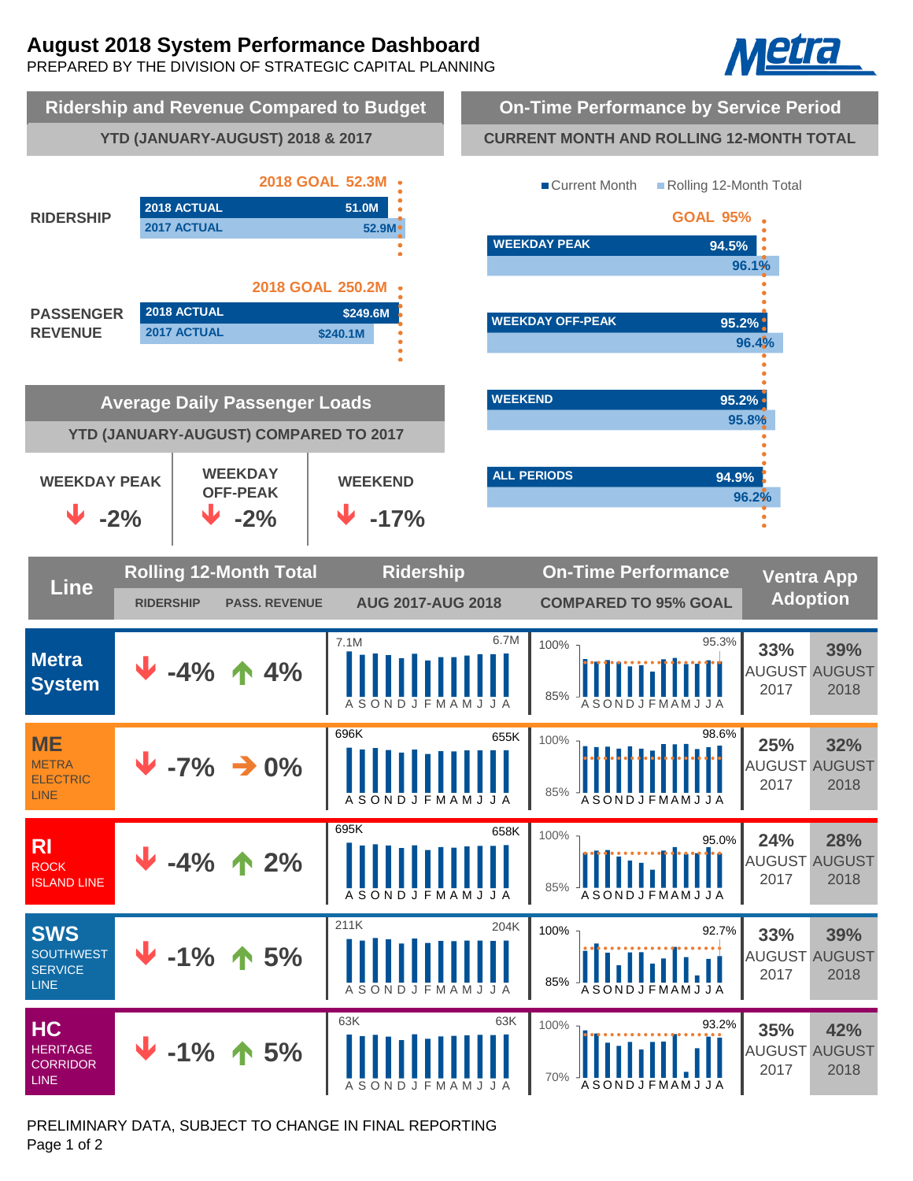# August 2018 System Performance Dashboard

PREPARED BY THE DIVISION OF STRATEGIC CAPITAL PLANNING

## Ridership and Revenue Compared to Budget

YTD (JANUARY-AUGUST) 2018 & 2017

| | 2018 GOAL | 2018 ACTUAL | 2017 ACTUAL |
|---|---|---|---|
| RIDERSHIP | 52.3M | 51.0M | 52.9M |
| PASSENGER REVENUE | 250.2M | $249.6M | $240.1M |

## On-Time Performance by Service Period

CURRENT MONTH AND ROLLING 12-MONTH TOTAL

GOAL 95%

| Service Period | Current Month | Rolling 12-Month Total |
|---|---|---|
| WEEKDAY PEAK | 94.5% | 96.1% |
| WEEKDAY OFF-PEAK | 95.2% | 96.4% |
| WEEKEND | 95.2% | 95.8% |
| ALL PERIODS | 94.9% | 96.2% |

## Average Daily Passenger Loads

YTD (JANUARY-AUGUST) COMPARED TO 2017

| WEEKDAY PEAK | WEEKDAY OFF-PEAK | WEEKEND |
|---|---|---|
| ↓ -2% | ↓ -2% | ↓ -17% |

## Line Performance

| Line | Rolling 12-Month Total: Ridership | Rolling 12-Month Total: Pass. Revenue | Ridership AUG 2017-AUG 2018 | On-Time Performance Compared to 95% Goal | Ventra App Adoption August 2017 | Ventra App Adoption August 2018 |
|---|---|---|---|---|---|---|
| Metra System | ↓ -4% | ↑ 4% | 7.1M – 6.7M | 95.3% | 33% | 39% |
| ME Metra Electric Line | ↓ -7% | → 0% | 696K – 655K | 98.6% | 25% | 32% |
| RI Rock Island Line | ↓ -4% | ↑ 2% | 695K – 658K | 95.0% | 24% | 28% |
| SWS SouthWest Service Line | ↓ -1% | ↑ 5% | 211K – 204K | 92.7% | 33% | 39% |
| HC Heritage Corridor Line | ↓ -1% | ↑ 5% | 63K – 63K | 93.2% | 35% | 42% |

PRELIMINARY DATA, SUBJECT TO CHANGE IN FINAL REPORTING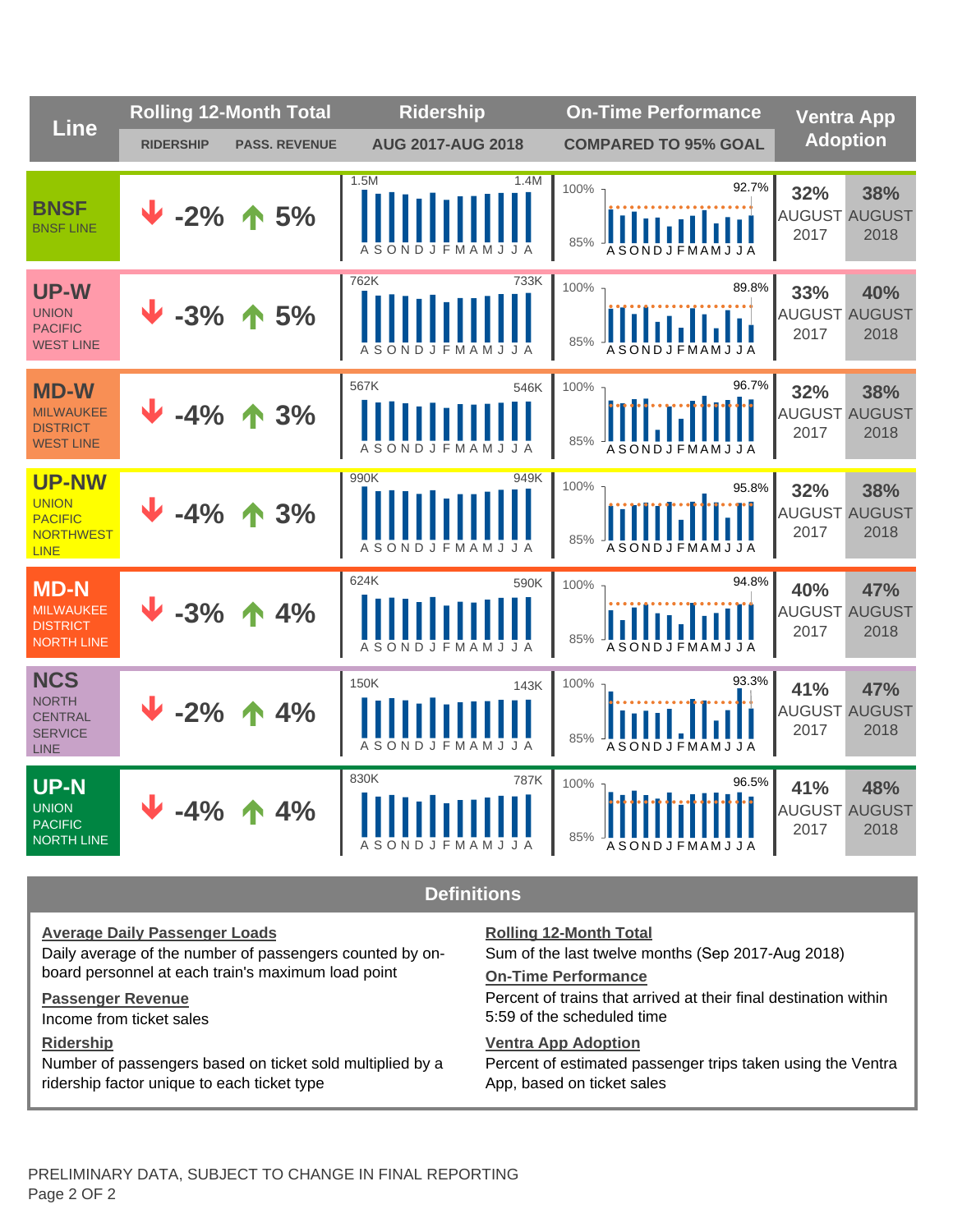| Line | Rolling 12-Month Total | | Ridership | On-Time Performance | Ventra App Adoption | |
|---|---|---|---|---|---|---|
| | RIDERSHIP | PASS. REVENUE | AUG 2017-AUG 2018 | COMPARED TO 95% GOAL | | |
| **BNSF** BNSF LINE | ↓ -2% | ↑ 5% | 1.5M ... 1.4M | 100% / 85% ... 92.7% | 32% AUGUST 2017 | 38% AUGUST 2018 |
| **UP-W** UNION PACIFIC WEST LINE | ↓ -3% | ↑ 5% | 762K ... 733K | 100% / 85% ... 89.8% | 33% AUGUST 2017 | 40% AUGUST 2018 |
| **MD-W** MILWAUKEE DISTRICT WEST LINE | ↓ -4% | ↑ 3% | 567K ... 546K | 100% / 85% ... 96.7% | 32% AUGUST 2017 | 38% AUGUST 2018 |
| **UP-NW** UNION PACIFIC NORTHWEST LINE | ↓ -4% | ↑ 3% | 990K ... 949K | 100% / 85% ... 95.8% | 32% AUGUST 2017 | 38% AUGUST 2018 |
| **MD-N** MILWAUKEE DISTRICT NORTH LINE | ↓ -3% | ↑ 4% | 624K ... 590K | 100% / 85% ... 94.8% | 40% AUGUST 2017 | 47% AUGUST 2018 |
| **NCS** NORTH CENTRAL SERVICE LINE | ↓ -2% | ↑ 4% | 150K ... 143K | 100% / 85% ... 93.3% | 41% AUGUST 2017 | 47% AUGUST 2018 |
| **UP-N** UNION PACIFIC NORTH LINE | ↓ -4% | ↑ 4% | 830K ... 787K | 100% / 85% ... 96.5% | 41% AUGUST 2017 | 48% AUGUST 2018 |

Chart axis labels (each ridership and on-time chart): A S O N D J F M A M J J A

## Definitions

**Average Daily Passenger Loads**
Daily average of the number of passengers counted by on-board personnel at each train's maximum load point

**Passenger Revenue**
Income from ticket sales

**Ridership**
Number of passengers based on ticket sold multiplied by a ridership factor unique to each ticket type

**Rolling 12-Month Total**
Sum of the last twelve months (Sep 2017-Aug 2018)

**On-Time Performance**
Percent of trains that arrived at their final destination within 5:59 of the scheduled time

**Ventra App Adoption**
Percent of estimated passenger trips taken using the Ventra App, based on ticket sales

PRELIMINARY DATA, SUBJECT TO CHANGE IN FINAL REPORTING